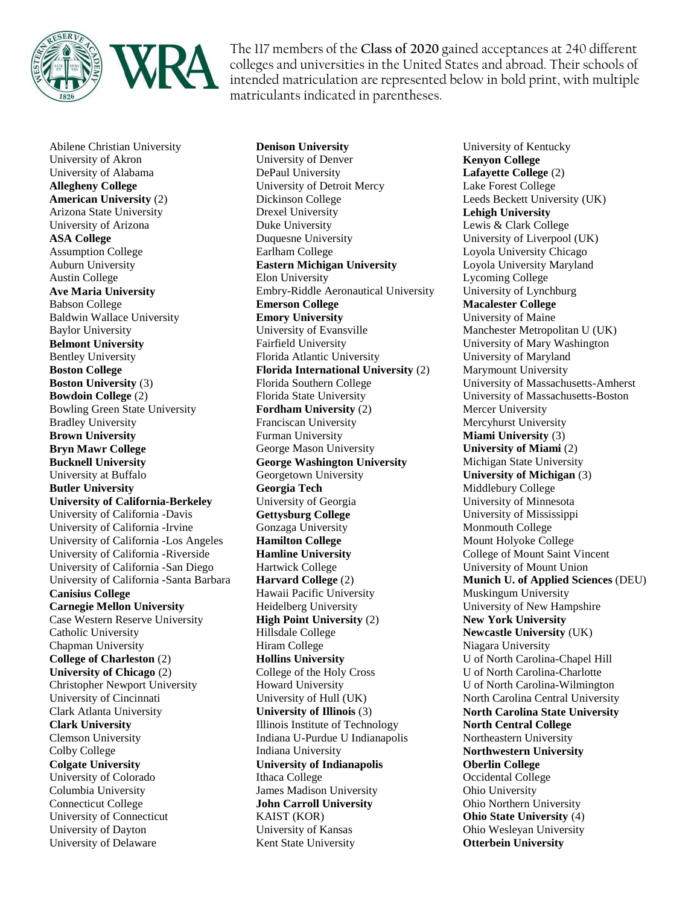The 117 members of the **Class of 2020** gained acceptances at 240 different colleges and universities in the United States and abroad. Their schools of intended matriculation are represented below in bold print, with multiple matriculants indicated in parentheses.

Abilene Christian University
University of Akron
University of Alabama
**Allegheny College**
**American University** (2)
Arizona State University
University of Arizona
**ASA College**
Assumption College
Auburn University
Austin College
**Ave Maria University**
Babson College
Baldwin Wallace University
Baylor University
**Belmont University**
Bentley University
**Boston College**
**Boston University** (3)
**Bowdoin College** (2)
Bowling Green State University
Bradley University
**Brown University**
**Bryn Mawr College**
**Bucknell University**
University at Buffalo
**Butler University**
**University of California-Berkeley**
University of California -Davis
University of California -Irvine
University of California -Los Angeles
University of California -Riverside
University of California -San Diego
University of California -Santa Barbara
**Canisius College**
**Carnegie Mellon University**
Case Western Reserve University
Catholic University
Chapman University
**College of Charleston** (2)
**University of Chicago** (2)
Christopher Newport University
University of Cincinnati
Clark Atlanta University
**Clark University**
Clemson University
Colby College
**Colgate University**
University of Colorado
Columbia University
Connecticut College
University of Connecticut
University of Dayton
University of Delaware
**Denison University**
University of Denver
DePaul University
University of Detroit Mercy
Dickinson College
Drexel University
Duke University
Duquesne University
Earlham College
**Eastern Michigan University**
Elon University
Embry-Riddle Aeronautical University
**Emerson College**
**Emory University**
University of Evansville
Fairfield University
Florida Atlantic University
**Florida International University** (2)
Florida Southern College
Florida State University
**Fordham University** (2)
Franciscan University
Furman University
George Mason University
**George Washington University**
Georgetown University
**Georgia Tech**
University of Georgia
**Gettysburg College**
Gonzaga University
**Hamilton College**
**Hamline University**
Hartwick College
**Harvard College** (2)
Hawaii Pacific University
Heidelberg University
**High Point University** (2)
Hillsdale College
Hiram College
**Hollins University**
College of the Holy Cross
Howard University
University of Hull (UK)
**University of Illinois** (3)
Illinois Institute of Technology
Indiana U-Purdue U Indianapolis
Indiana University
**University of Indianapolis**
Ithaca College
James Madison University
**John Carroll University**
KAIST (KOR)
University of Kansas
Kent State University
University of Kentucky
**Kenyon College**
**Lafayette College** (2)
Lake Forest College
Leeds Beckett University (UK)
**Lehigh University**
Lewis & Clark College
University of Liverpool (UK)
Loyola University Chicago
Loyola University Maryland
Lycoming College
University of Lynchburg
**Macalester College**
University of Maine
Manchester Metropolitan U (UK)
University of Mary Washington
University of Maryland
Marymount University
University of Massachusetts-Amherst
University of Massachusetts-Boston
Mercer University
Mercyhurst University
**Miami University** (3)
**University of Miami** (2)
Michigan State University
**University of Michigan** (3)
Middlebury College
University of Minnesota
University of Mississippi
Monmouth College
Mount Holyoke College
College of Mount Saint Vincent
University of Mount Union
**Munich U. of Applied Sciences** (DEU)
Muskingum University
University of New Hampshire
**New York University**
**Newcastle University** (UK)
Niagara University
U of North Carolina-Chapel Hill
U of North Carolina-Charlotte
U of North Carolina-Wilmington
North Carolina Central University
**North Carolina State University**
**North Central College**
Northeastern University
**Northwestern University**
**Oberlin College**
Occidental College
Ohio University
Ohio Northern University
**Ohio State University** (4)
Ohio Wesleyan University
**Otterbein University**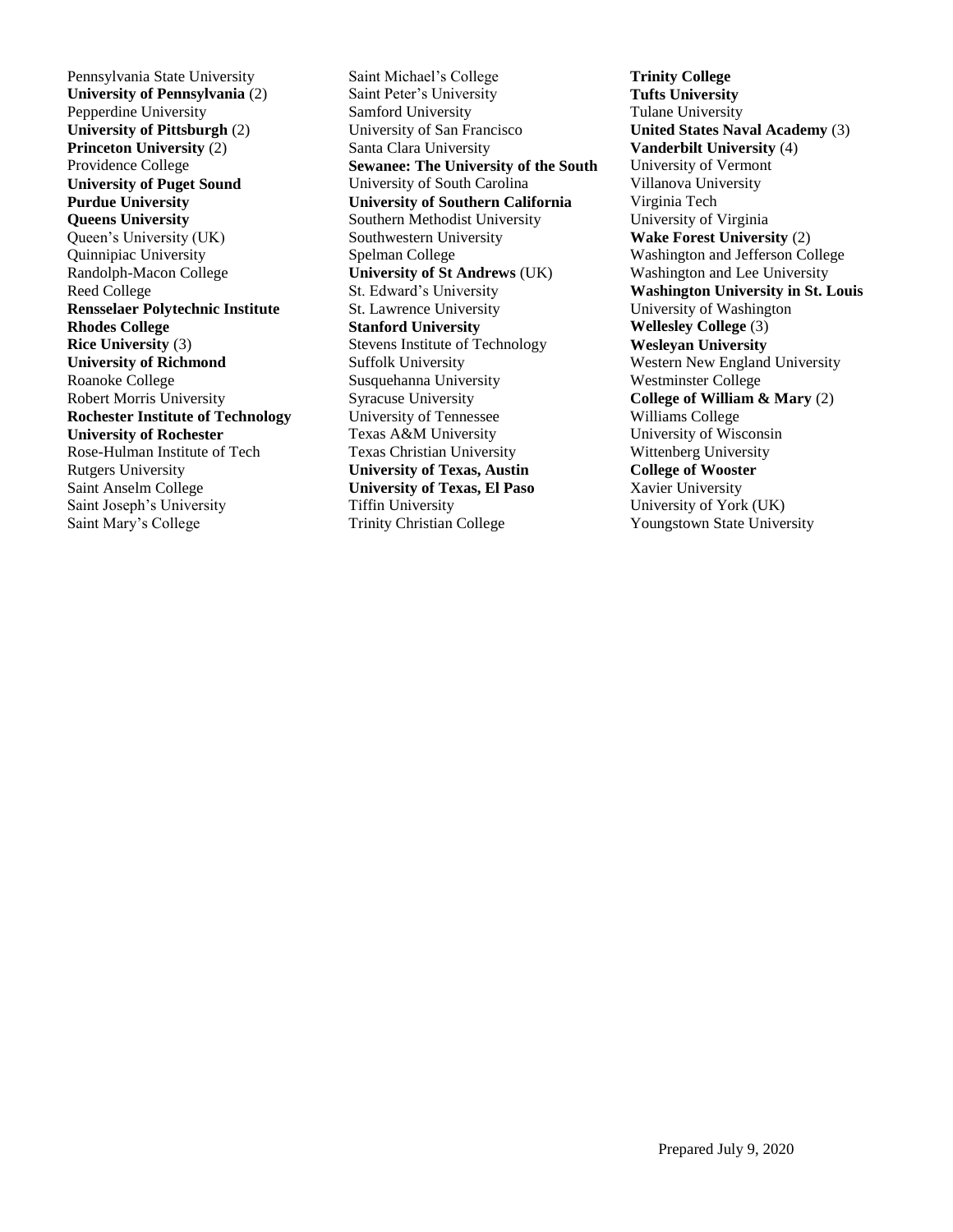Pennsylvania State University
**University of Pennsylvania** (2)
Pepperdine University
**University of Pittsburgh** (2)
**Princeton University** (2)
Providence College
**University of Puget Sound**
**Purdue University**
**Queens University**
Queen's University (UK)
Quinnipiac University
Randolph-Macon College
Reed College
**Rensselaer Polytechnic Institute**
**Rhodes College**
**Rice University** (3)
**University of Richmond**
Roanoke College
Robert Morris University
**Rochester Institute of Technology**
**University of Rochester**
Rose-Hulman Institute of Tech
Rutgers University
Saint Anselm College
Saint Joseph's University
Saint Mary's College
Saint Michael's College
Saint Peter's University
Samford University
University of San Francisco
Santa Clara University
**Sewanee: The University of the South**
University of South Carolina
**University of Southern California**
Southern Methodist University
Southwestern University
Spelman College
**University of St Andrews** (UK)
St. Edward's University
St. Lawrence University
**Stanford University**
Stevens Institute of Technology
Suffolk University
Susquehanna University
Syracuse University
University of Tennessee
Texas A&M University
Texas Christian University
**University of Texas, Austin**
**University of Texas, El Paso**
Tiffin University
Trinity Christian College
**Trinity College**
**Tufts University**
Tulane University
**United States Naval Academy** (3)
**Vanderbilt University** (4)
University of Vermont
Villanova University
Virginia Tech
University of Virginia
**Wake Forest University** (2)
Washington and Jefferson College
Washington and Lee University
**Washington University in St. Louis**
University of Washington
**Wellesley College** (3)
**Wesleyan University**
Western New England University
Westminster College
**College of William & Mary** (2)
Williams College
University of Wisconsin
Wittenberg University
**College of Wooster**
Xavier University
University of York (UK)
Youngstown State University

Prepared July 9, 2020